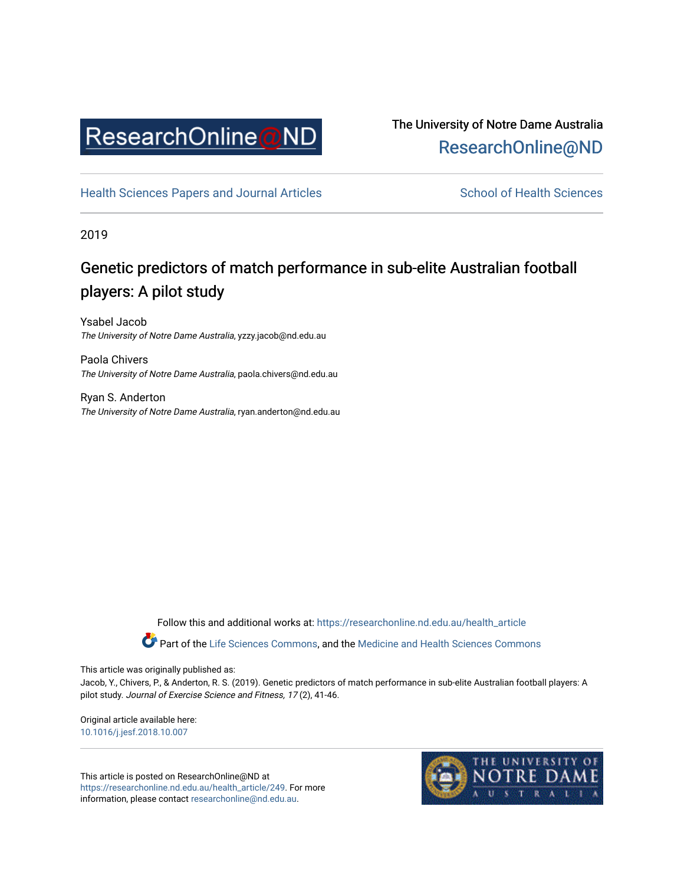ResearchOnline@ND

The University of Notre Dame Australia
ResearchOnline@ND

Health Sciences Papers and Journal Articles | School of Health Sciences

2019

# Genetic predictors of match performance in sub-elite Australian football players: A pilot study

Ysabel Jacob
*The University of Notre Dame Australia*, yzzy.jacob@nd.edu.au

Paola Chivers
*The University of Notre Dame Australia*, paola.chivers@nd.edu.au

Ryan S. Anderton
*The University of Notre Dame Australia*, ryan.anderton@nd.edu.au

Follow this and additional works at: https://researchonline.nd.edu.au/health_article

Part of the Life Sciences Commons, and the Medicine and Health Sciences Commons

This article was originally published as:
Jacob, Y., Chivers, P., & Anderton, R. S. (2019). Genetic predictors of match performance in sub-elite Australian football players: A pilot study. *Journal of Exercise Science and Fitness, 17* (2), 41-46.

Original article available here:
10.1016/j.jesf.2018.10.007

This article is posted on ResearchOnline@ND at https://researchonline.nd.edu.au/health_article/249. For more information, please contact researchonline@nd.edu.au.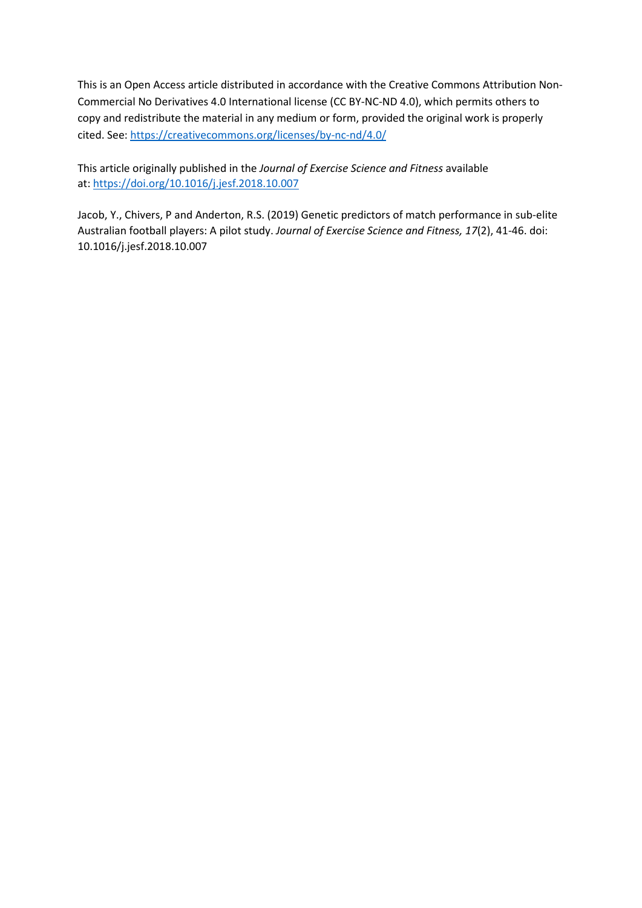This is an Open Access article distributed in accordance with the Creative Commons Attribution Non-Commercial No Derivatives 4.0 International license (CC BY-NC-ND 4.0), which permits others to copy and redistribute the material in any medium or form, provided the original work is properly cited. See: https://creativecommons.org/licenses/by-nc-nd/4.0/

This article originally published in the *Journal of Exercise Science and Fitness* available at: https://doi.org/10.1016/j.jesf.2018.10.007

Jacob, Y., Chivers, P and Anderton, R.S. (2019) Genetic predictors of match performance in sub-elite Australian football players: A pilot study. *Journal of Exercise Science and Fitness, 17*(2), 41-46. doi: 10.1016/j.jesf.2018.10.007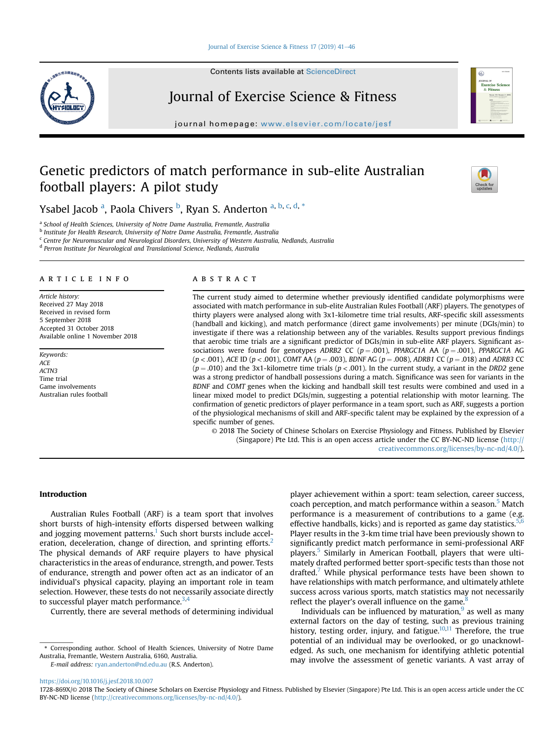# Genetic predictors of match performance in sub-elite Australian football players: A pilot study

Ysabel Jacob [a], Paola Chivers [b], Ryan S. Anderton [a, b, c, d, *]

[a] School of Health Sciences, University of Notre Dame Australia, Fremantle, Australia
[b] Institute for Health Research, University of Notre Dame Australia, Fremantle, Australia
[c] Centre for Neuromuscular and Neurological Disorders, University of Western Australia, Nedlands, Australia
[d] Perron Institute for Neurological and Translational Science, Nedlands, Australia

## ARTICLE INFO

*Article history:*
Received 27 May 2018
Received in revised form
5 September 2018
Accepted 31 October 2018
Available online 1 November 2018

*Keywords:*
*ACE*
*ACTN3*
Time trial
Game involvements
Australian rules football

## ABSTRACT

The current study aimed to determine whether previously identified candidate polymorphisms were associated with match performance in sub-elite Australian Rules Football (ARF) players. The genotypes of thirty players were analysed along with 3x1-kilometre time trial results, ARF-specific skill assessments (handball and kicking), and match performance (direct game involvements) per minute (DGIs/min) to investigate if there was a relationship between any of the variables. Results support previous findings that aerobic time trials are a significant predictor of DGIs/min in sub-elite ARF players. Significant associations were found for genotypes *ADRB2* CC ($p = .001$), *PPARGC1A* AA ($p = .001$), *PPARGC1A* AG ($p < .001$), *ACE* ID ($p < .001$), *COMT* AA ($p = .003$), *BDNF* AG ($p = .008$), *ADRB1* CC ($p = .018$) and *ADRB3* CC ($p = .010$) and the 3x1-kilometre time trials ($p < .001$). In the current study, a variant in the *DRD2* gene was a strong predictor of handball possessions during a match. Significance was seen for variants in the *BDNF* and *COMT* genes when the kicking and handball skill test results were combined and used in a linear mixed model to predict DGIs/min, suggesting a potential relationship with motor learning. The confirmation of genetic predictors of player performance in a team sport, such as ARF, suggests a portion of the physiological mechanisms of skill and ARF-specific talent may be explained by the expression of a specific number of genes.

© 2018 The Society of Chinese Scholars on Exercise Physiology and Fitness. Published by Elsevier (Singapore) Pte Ltd. This is an open access article under the CC BY-NC-ND license (http://creativecommons.org/licenses/by-nc-nd/4.0/).

## Introduction

Australian Rules Football (ARF) is a team sport that involves short bursts of high-intensity efforts dispersed between walking and jogging movement patterns.[1] Such short bursts include acceleration, deceleration, change of direction, and sprinting efforts.[2] The physical demands of ARF require players to have physical characteristics in the areas of endurance, strength, and power. Tests of endurance, strength and power often act as an indicator of an individual's physical capacity, playing an important role in team selection. However, these tests do not necessarily associate directly to successful player match performance.[3,4]

Currently, there are several methods of determining individual player achievement within a sport: team selection, career success, coach perception, and match performance within a season.[5] Match performance is a measurement of contributions to a game (e.g. effective handballs, kicks) and is reported as game day statistics.[5,6] Player results in the 3-km time trial have been previously shown to significantly predict match performance in semi-professional ARF players.[5] Similarly in American Football, players that were ultimately drafted performed better sport-specific tests than those not drafted.[7] While physical performance tests have been shown to have relationships with match performance, and ultimately athlete success across various sports, match statistics may not necessarily reflect the player's overall influence on the game.[8]

Individuals can be influenced by maturation,[9] as well as many external factors on the day of testing, such as previous training history, testing order, injury, and fatigue.[10,11] Therefore, the true potential of an individual may be overlooked, or go unacknowledged. As such, one mechanism for identifying athletic potential may involve the assessment of genetic variants. A vast array of

\* Corresponding author. School of Health Sciences, University of Notre Dame Australia, Fremantle, Western Australia, 6160, Australia.
*E-mail address:* ryan.anderton@nd.edu.au (R.S. Anderton).

https://doi.org/10.1016/j.jesf.2018.10.007
1728-869X/© 2018 The Society of Chinese Scholars on Exercise Physiology and Fitness. Published by Elsevier (Singapore) Pte Ltd. This is an open access article under the CC BY-NC-ND license (http://creativecommons.org/licenses/by-nc-nd/4.0/).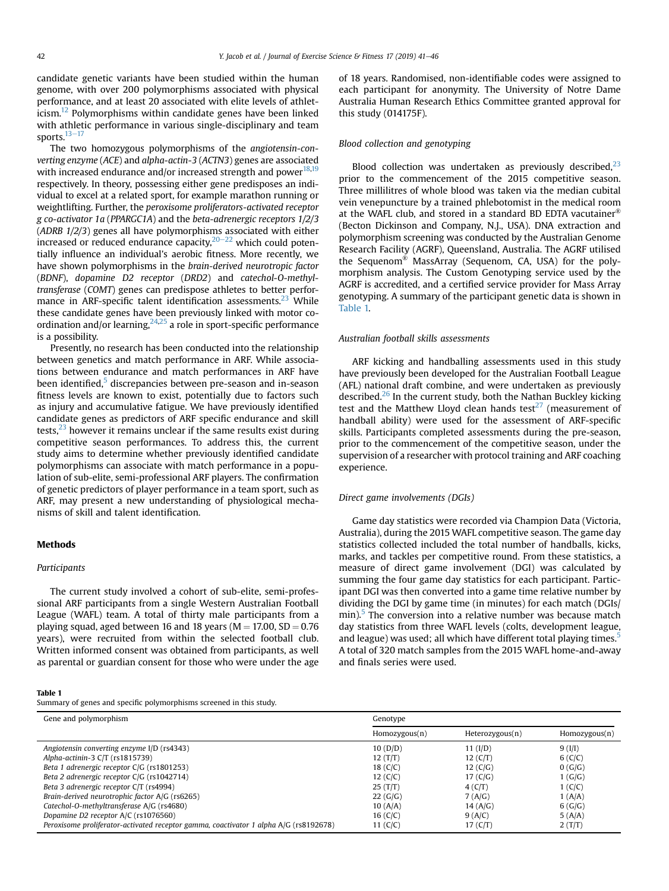candidate genetic variants have been studied within the human genome, with over 200 polymorphisms associated with physical performance, and at least 20 associated with elite levels of athleticism.[12] Polymorphisms within candidate genes have been linked with athletic performance in various single-disciplinary and team sports.[13–17]

The two homozygous polymorphisms of the *angiotensin-converting enzyme* (*ACE*) and *alpha-actin-3* (*ACTN3*) genes are associated with increased endurance and/or increased strength and power[18,19] respectively. In theory, possessing either gene predisposes an individual to excel at a related sport, for example marathon running or weightlifting. Further, the *peroxisome proliferators-activated receptor g co-activator 1a* (*PPARGC1A*) and the *beta-adrenergic receptors 1/2/3* (*ADRB 1/2/3*) genes all have polymorphisms associated with either increased or reduced endurance capacity,[20–22] which could potentially influence an individual's aerobic fitness. More recently, we have shown polymorphisms in the *brain-derived neurotropic factor* (*BDNF*), *dopamine D2 receptor* (*DRD2*) and *catechol-O-methyltransferase* (*COMT*) genes can predispose athletes to better performance in ARF-specific talent identification assessments.[23] While these candidate genes have been previously linked with motor coordination and/or learning,[24,25] a role in sport-specific performance is a possibility.

Presently, no research has been conducted into the relationship between genetics and match performance in ARF. While associations between endurance and match performances in ARF have been identified,[5] discrepancies between pre-season and in-season fitness levels are known to exist, potentially due to factors such as injury and accumulative fatigue. We have previously identified candidate genes as predictors of ARF specific endurance and skill tests,[23] however it remains unclear if the same results exist during competitive season performances. To address this, the current study aims to determine whether previously identified candidate polymorphisms can associate with match performance in a population of sub-elite, semi-professional ARF players. The confirmation of genetic predictors of player performance in a team sport, such as ARF, may present a new understanding of physiological mechanisms of skill and talent identification.

## Methods

### Participants

The current study involved a cohort of sub-elite, semi-professional ARF participants from a single Western Australian Football League (WAFL) team. A total of thirty male participants from a playing squad, aged between 16 and 18 years ($M = 17.00$, $SD = 0.76$ years), were recruited from within the selected football club. Written informed consent was obtained from participants, as well as parental or guardian consent for those who were under the age of 18 years. Randomised, non-identifiable codes were assigned to each participant for anonymity. The University of Notre Dame Australia Human Research Ethics Committee granted approval for this study (014175F).

### Blood collection and genotyping

Blood collection was undertaken as previously described,[23] prior to the commencement of the 2015 competitive season. Three millilitres of whole blood was taken via the median cubital vein venepuncture by a trained phlebotomist in the medical room at the WAFL club, and stored in a standard BD EDTA vacutainer® (Becton Dickinson and Company, N.J., USA). DNA extraction and polymorphism screening was conducted by the Australian Genome Research Facility (AGRF), Queensland, Australia. The AGRF utilised the Sequenom® MassArray (Sequenom, CA, USA) for the polymorphism analysis. The Custom Genotyping service used by the AGRF is accredited, and a certified service provider for Mass Array genotyping. A summary of the participant genetic data is shown in Table 1.

### Australian football skills assessments

ARF kicking and handballing assessments used in this study have previously been developed for the Australian Football League (AFL) national draft combine, and were undertaken as previously described.[26] In the current study, both the Nathan Buckley kicking test and the Matthew Lloyd clean hands test[27] (measurement of handball ability) were used for the assessment of ARF-specific skills. Participants completed assessments during the pre-season, prior to the commencement of the competitive season, under the supervision of a researcher with protocol training and ARF coaching experience.

### Direct game involvements (DGIs)

Game day statistics were recorded via Champion Data (Victoria, Australia), during the 2015 WAFL competitive season. The game day statistics collected included the total number of handballs, kicks, marks, and tackles per competitive round. From these statistics, a measure of direct game involvement (DGI) was calculated by summing the four game day statistics for each participant. Participant DGI was then converted into a game time relative number by dividing the DGI by game time (in minutes) for each match (DGIs/min).[5] The conversion into a relative number was because match day statistics from three WAFL levels (colts, development league, and league) was used; all which have different total playing times.[5] A total of 320 match samples from the 2015 WAFL home-and-away and finals series were used.

**Table 1**
Summary of genes and specific polymorphisms screened in this study.

| Gene and polymorphism | Genotype | | |
|---|---|---|---|
| | Homozygous(n) | Heterozygous(n) | Homozygous(n) |
| *Angiotensin converting enzyme* I/D (rs4343) | 10 (D/D) | 11 (I/D) | 9 (I/I) |
| *Alpha-actinin-3* C/T (rs1815739) | 12 (T/T) | 12 (C/T) | 6 (C/C) |
| *Beta 1 adrenergic receptor* C/G (rs1801253) | 18 (C/C) | 12 (C/G) | 0 (G/G) |
| *Beta 2 adrenergic receptor* C/G (rs1042714) | 12 (C/C) | 17 (C/G) | 1 (G/G) |
| *Beta 3 adrenergic receptor* C/T (rs4994) | 25 (T/T) | 4 (C/T) | 1 (C/C) |
| *Brain-derived neurotrophic factor* A/G (rs6265) | 22 (G/G) | 7 (A/G) | 1 (A/A) |
| *Catechol-O-methyltransferase* A/G (rs4680) | 10 (A/A) | 14 (A/G) | 6 (G/G) |
| *Dopamine D2 receptor* A/C (rs1076560) | 16 (C/C) | 9 (A/C) | 5 (A/A) |
| *Peroxisome proliferator-activated receptor gamma, coactivator 1 alpha* A/G (rs8192678) | 11 (C/C) | 17 (C/T) | 2 (T/T) |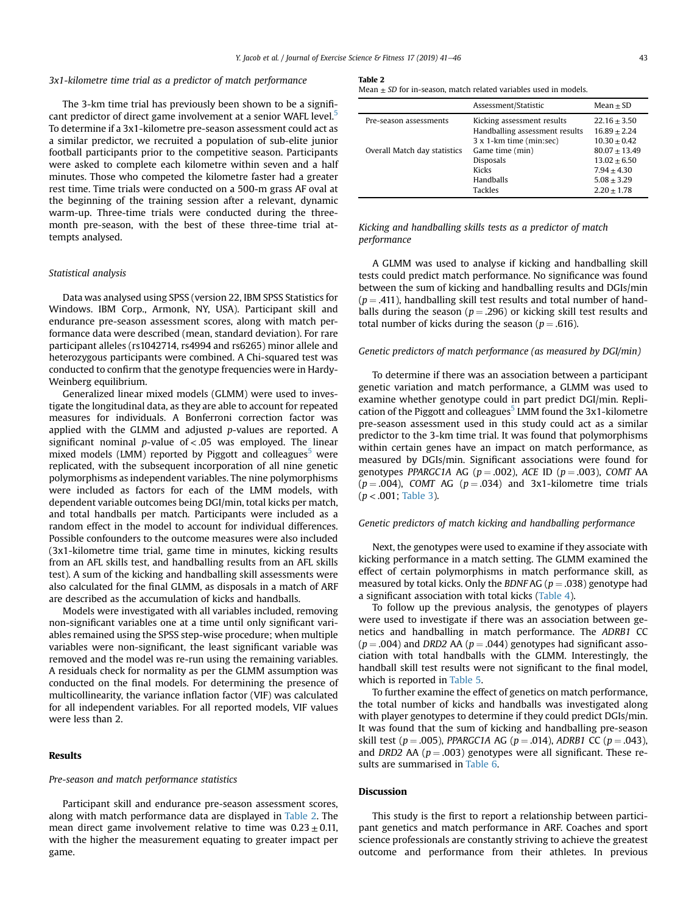### 3x1-kilometre time trial as a predictor of match performance

The 3-km time trial has previously been shown to be a significant predictor of direct game involvement at a senior WAFL level.[5] To determine if a 3x1-kilometre pre-season assessment could act as a similar predictor, we recruited a population of sub-elite junior football participants prior to the competitive season. Participants were asked to complete each kilometre within seven and a half minutes. Those who competed the kilometre faster had a greater rest time. Time trials were conducted on a 500-m grass AF oval at the beginning of the training session after a relevant, dynamic warm-up. Three-time trials were conducted during the three-month pre-season, with the best of these three-time trial attempts analysed.

### Statistical analysis

Data was analysed using SPSS (version 22, IBM SPSS Statistics for Windows. IBM Corp., Armonk, NY, USA). Participant skill and endurance pre-season assessment scores, along with match performance data were described (mean, standard deviation). For rare participant alleles (rs1042714, rs4994 and rs6265) minor allele and heterozygous participants were combined. A Chi-squared test was conducted to confirm that the genotype frequencies were in Hardy-Weinberg equilibrium.

Generalized linear mixed models (GLMM) were used to investigate the longitudinal data, as they are able to account for repeated measures for individuals. A Bonferroni correction factor was applied with the GLMM and adjusted *p*-values are reported. A significant nominal *p*-value of $<.05$ was employed. The linear mixed models (LMM) reported by Piggott and colleagues[5] were replicated, with the subsequent incorporation of all nine genetic polymorphisms as independent variables. The nine polymorphisms were included as factors for each of the LMM models, with dependent variable outcomes being DGI/min, total kicks per match, and total handballs per match. Participants were included as a random effect in the model to account for individual differences. Possible confounders to the outcome measures were also included (3x1-kilometre time trial, game time in minutes, kicking results from an AFL skills test, and handballing results from an AFL skills test). A sum of the kicking and handballing skill assessments were also calculated for the final GLMM, as disposals in a match of ARF are described as the accumulation of kicks and handballs.

Models were investigated with all variables included, removing non-significant variables one at a time until only significant variables remained using the SPSS step-wise procedure; when multiple variables were non-significant, the least significant variable was removed and the model was re-run using the remaining variables. A residuals check for normality as per the GLMM assumption was conducted on the final models. For determining the presence of multicollinearity, the variance inflation factor (VIF) was calculated for all independent variables. For all reported models, VIF values were less than 2.

## Results

### Pre-season and match performance statistics

Participant skill and endurance pre-season assessment scores, along with match performance data are displayed in Table 2. The mean direct game involvement relative to time was $0.23 \pm 0.11$, with the higher the measurement equating to greater impact per game.

**Table 2**
Mean ± *SD* for in-season, match related variables used in models.

| | Assessment/Statistic | Mean ± SD |
|---|---|---|
| Pre-season assessments | Kicking assessment results | $22.16 \pm 3.50$ |
| | Handballing assessment results | $16.89 \pm 2.24$ |
| | 3 x 1-km time (min:sec) | $10.30 \pm 0.42$ |
| Overall Match day statistics | Game time (min) | $80.07 \pm 13.49$ |
| | Disposals | $13.02 \pm 6.50$ |
| | Kicks | $7.94 \pm 4.30$ |
| | Handballs | $5.08 \pm 3.29$ |
| | Tackles | $2.20 \pm 1.78$ |

### Kicking and handballing skills tests as a predictor of match performance

A GLMM was used to analyse if kicking and handballing skill tests could predict match performance. No significance was found between the sum of kicking and handballing results and DGIs/min ($p = .411$), handballing skill test results and total number of handballs during the season ($p = .296$) or kicking skill test results and total number of kicks during the season ($p = .616$).

### Genetic predictors of match performance (as measured by DGI/min)

To determine if there was an association between a participant genetic variation and match performance, a GLMM was used to examine whether genotype could in part predict DGI/min. Replication of the Piggott and colleagues[5] LMM found the 3x1-kilometre pre-season assessment used in this study could act as a similar predictor to the 3-km time trial. It was found that polymorphisms within certain genes have an impact on match performance, as measured by DGIs/min. Significant associations were found for genotypes *PPARGC1A* AG ($p = .002$), *ACE* ID ($p = .003$), *COMT* AA ($p = .004$), *COMT* AG ($p = .034$) and 3x1-kilometre time trials ($p < .001$; Table 3).

### Genetic predictors of match kicking and handballing performance

Next, the genotypes were used to examine if they associate with kicking performance in a match setting. The GLMM examined the effect of certain polymorphisms in match performance skill, as measured by total kicks. Only the *BDNF* AG ($p = .038$) genotype had a significant association with total kicks (Table 4).

To follow up the previous analysis, the genotypes of players were used to investigate if there was an association between genetics and handballing in match performance. The *ADRB1* CC ($p = .004$) and *DRD2* AA ($p = .044$) genotypes had significant association with total handballs with the GLMM. Interestingly, the handball skill test results were not significant to the final model, which is reported in Table 5.

To further examine the effect of genetics on match performance, the total number of kicks and handballs was investigated along with player genotypes to determine if they could predict DGIs/min. It was found that the sum of kicking and handballing pre-season skill test ($p = .005$), *PPARGC1A* AG ($p = .014$), *ADRB1* CC ($p = .043$), and *DRD2* AA ($p = .003$) genotypes were all significant. These results are summarised in Table 6.

## Discussion

This study is the first to report a relationship between participant genetics and match performance in ARF. Coaches and sport science professionals are constantly striving to achieve the greatest outcome and performance from their athletes. In previous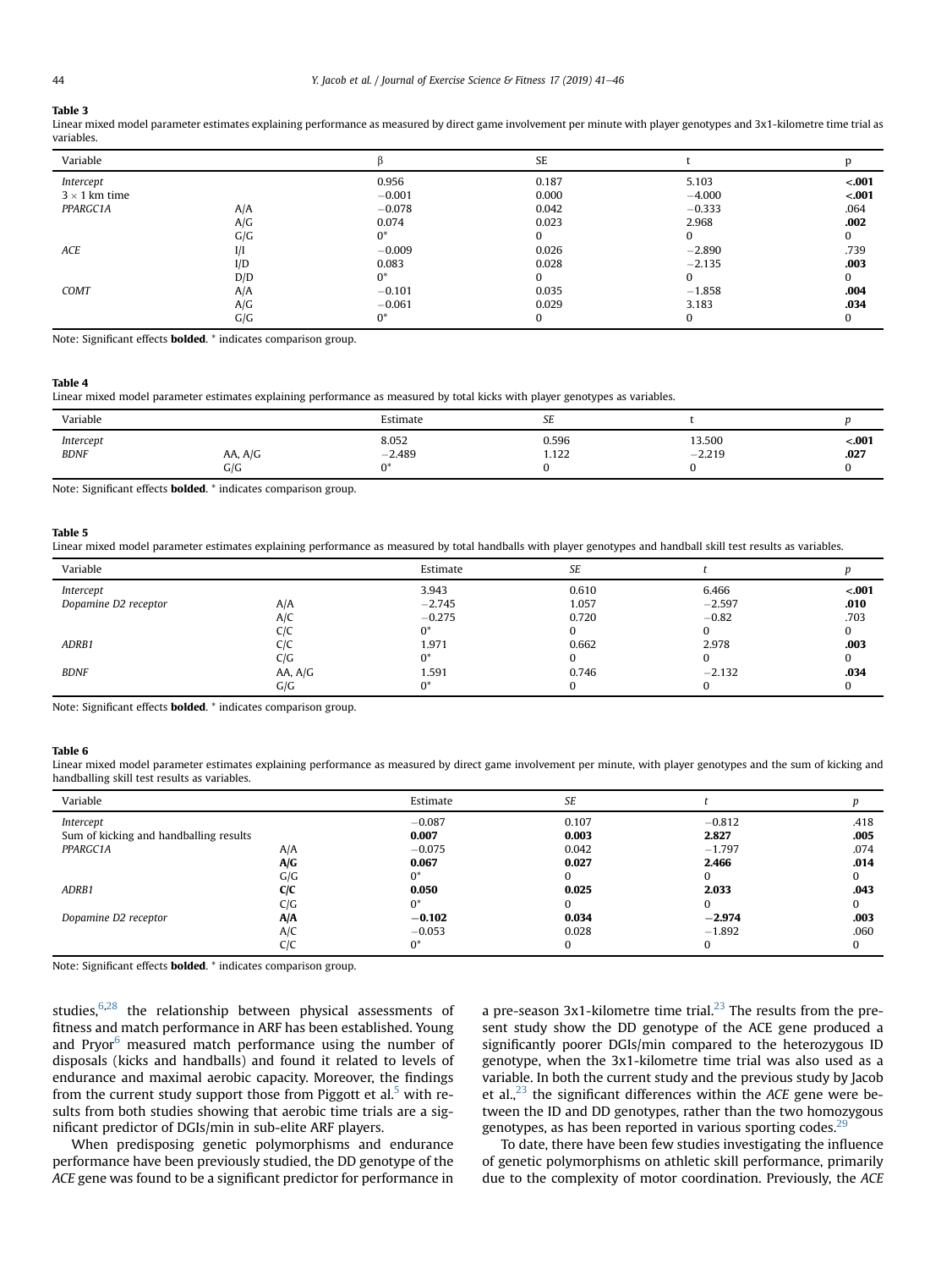**Table 3**

Linear mixed model parameter estimates explaining performance as measured by direct game involvement per minute with player genotypes and 3x1-kilometre time trial as variables.

| Variable | | β | SE | t | p |
|---|---|---|---|---|---|
| *Intercept* | | 0.956 | 0.187 | 5.103 | **<.001** |
| $3 \times 1$ km time | | −0.001 | 0.000 | −4.000 | **<.001** |
| *PPARGC1A* | A/A | −0.078 | 0.042 | −0.333 | .064 |
| | A/G | 0.074 | 0.023 | 2.968 | **.002** |
| | G/G | 0* | 0 | 0 | 0 |
| *ACE* | I/I | −0.009 | 0.026 | −2.890 | .739 |
| | I/D | 0.083 | 0.028 | −2.135 | **.003** |
| | D/D | 0* | 0 | 0 | 0 |
| *COMT* | A/A | −0.101 | 0.035 | −1.858 | **.004** |
| | A/G | −0.061 | 0.029 | 3.183 | **.034** |
| | G/G | 0* | 0 | 0 | 0 |

Note: Significant effects **bolded**. * indicates comparison group.

**Table 4**

Linear mixed model parameter estimates explaining performance as measured by total kicks with player genotypes as variables.

| Variable | | Estimate | *SE* | t | *p* |
|---|---|---|---|---|---|
| *Intercept* | | 8.052 | 0.596 | 13.500 | **<.001** |
| *BDNF* | AA, A/G | −2.489 | 1.122 | −2.219 | **.027** |
| | G/G | 0* | 0 | 0 | 0 |

Note: Significant effects **bolded**. * indicates comparison group.

**Table 5**

Linear mixed model parameter estimates explaining performance as measured by total handballs with player genotypes and handball skill test results as variables.

| Variable | | Estimate | *SE* | *t* | *p* |
|---|---|---|---|---|---|
| *Intercept* | | 3.943 | 0.610 | 6.466 | **<.001** |
| *Dopamine D2 receptor* | A/A | −2.745 | 1.057 | −2.597 | **.010** |
| | A/C | −0.275 | 0.720 | −0.82 | .703 |
| | C/C | 0* | 0 | 0 | 0 |
| *ADRB1* | C/C | 1.971 | 0.662 | 2.978 | **.003** |
| | C/G | 0* | 0 | 0 | 0 |
| *BDNF* | AA, A/G | 1.591 | 0.746 | −2.132 | **.034** |
| | G/G | 0* | 0 | 0 | 0 |

Note: Significant effects **bolded**. * indicates comparison group.

**Table 6**

Linear mixed model parameter estimates explaining performance as measured by direct game involvement per minute, with player genotypes and the sum of kicking and handballing skill test results as variables.

| Variable | | Estimate | *SE* | *t* | *p* |
|---|---|---|---|---|---|
| *Intercept* | | −0.087 | 0.107 | −0.812 | .418 |
| Sum of kicking and handballing results | | **0.007** | **0.003** | **2.827** | **.005** |
| *PPARGC1A* | A/A | −0.075 | 0.042 | −1.797 | .074 |
| | **A/G** | **0.067** | **0.027** | **2.466** | **.014** |
| | G/G | 0* | 0 | 0 | 0 |
| *ADRB1* | **C/C** | **0.050** | **0.025** | **2.033** | **.043** |
| | C/G | 0* | 0 | 0 | 0 |
| *Dopamine D2 receptor* | **A/A** | **−0.102** | **0.034** | **−2.974** | **.003** |
| | A/C | −0.053 | 0.028 | −1.892 | .060 |
| | C/C | 0* | 0 | 0 | 0 |

Note: Significant effects **bolded**. * indicates comparison group.

studies,[6,28] the relationship between physical assessments of fitness and match performance in ARF has been established. Young and Pryor[6] measured match performance using the number of disposals (kicks and handballs) and found it related to levels of endurance and maximal aerobic capacity. Moreover, the findings from the current study support those from Piggott et al.[5] with results from both studies showing that aerobic time trials are a significant predictor of DGIs/min in sub-elite ARF players.

When predisposing genetic polymorphisms and endurance performance have been previously studied, the DD genotype of the *ACE* gene was found to be a significant predictor for performance in a pre-season 3x1-kilometre time trial.[23] The results from the present study show the DD genotype of the ACE gene produced a significantly poorer DGIs/min compared to the heterozygous ID genotype, when the 3x1-kilometre time trial was also used as a variable. In both the current study and the previous study by Jacob et al.,[23] the significant differences within the *ACE* gene were between the ID and DD genotypes, rather than the two homozygous genotypes, as has been reported in various sporting codes.[29]

To date, there have been few studies investigating the influence of genetic polymorphisms on athletic skill performance, primarily due to the complexity of motor coordination. Previously, the *ACE*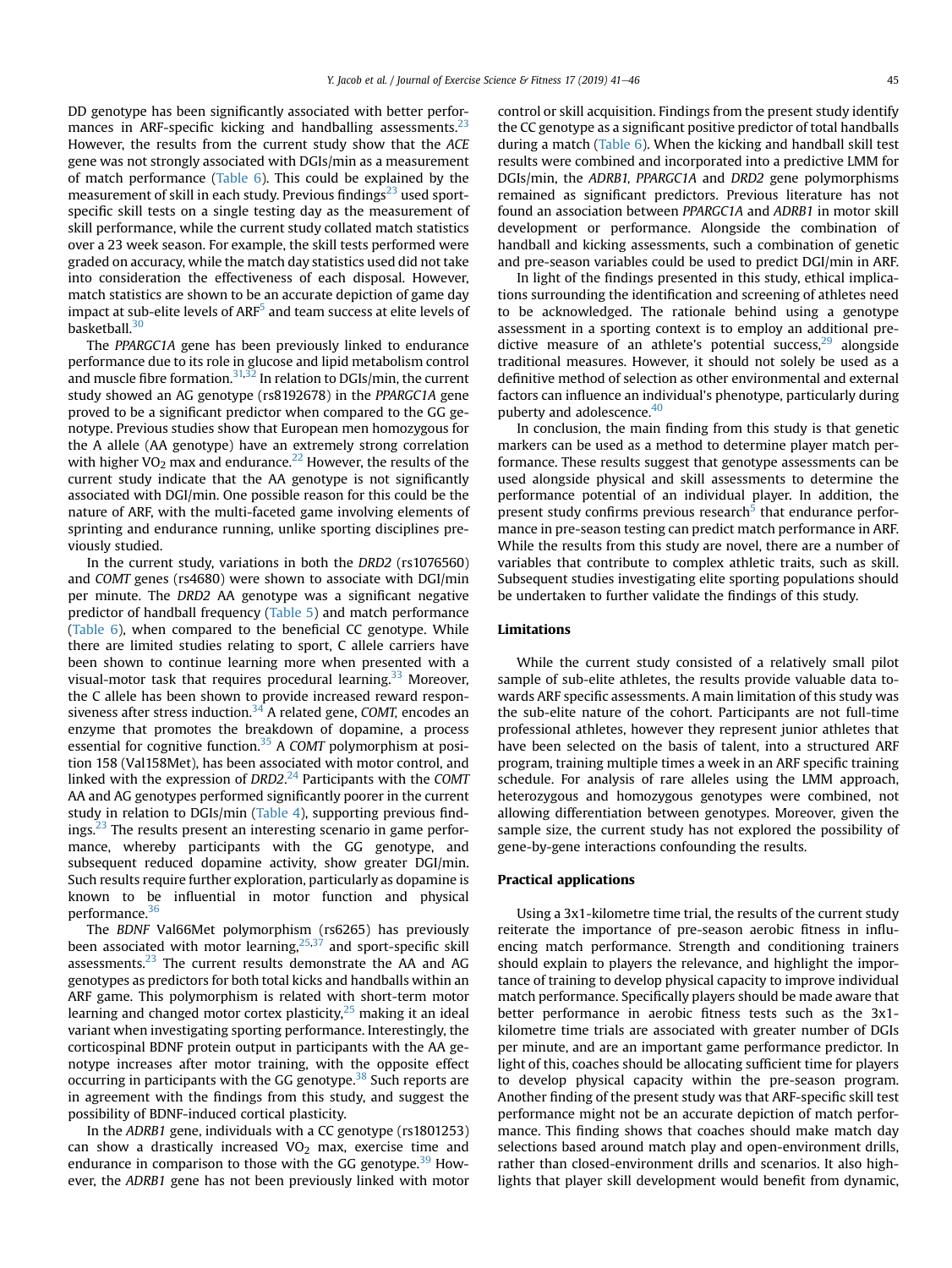DD genotype has been significantly associated with better performances in ARF-specific kicking and handballing assessments.[23] However, the results from the current study show that the *ACE* gene was not strongly associated with DGIs/min as a measurement of match performance (Table 6). This could be explained by the measurement of skill in each study. Previous findings[23] used sport-specific skill tests on a single testing day as the measurement of skill performance, while the current study collated match statistics over a 23 week season. For example, the skill tests performed were graded on accuracy, while the match day statistics used did not take into consideration the effectiveness of each disposal. However, match statistics are shown to be an accurate depiction of game day impact at sub-elite levels of ARF[5] and team success at elite levels of basketball.[30]

The *PPARGC1A* gene has been previously linked to endurance performance due to its role in glucose and lipid metabolism control and muscle fibre formation.[31,32] In relation to DGIs/min, the current study showed an AG genotype (rs8192678) in the *PPARGC1A* gene proved to be a significant predictor when compared to the GG genotype. Previous studies show that European men homozygous for the A allele (AA genotype) have an extremely strong correlation with higher $VO_2$ max and endurance.[22] However, the results of the current study indicate that the AA genotype is not significantly associated with DGI/min. One possible reason for this could be the nature of ARF, with the multi-faceted game involving elements of sprinting and endurance running, unlike sporting disciplines previously studied.

In the current study, variations in both the *DRD2* (rs1076560) and *COMT* genes (rs4680) were shown to associate with DGI/min per minute. The *DRD2* AA genotype was a significant negative predictor of handball frequency (Table 5) and match performance (Table 6), when compared to the beneficial CC genotype. While there are limited studies relating to sport, C allele carriers have been shown to continue learning more when presented with a visual-motor task that requires procedural learning.[33] Moreover, the C allele has been shown to provide increased reward responsiveness after stress induction.[34] A related gene, *COMT*, encodes an enzyme that promotes the breakdown of dopamine, a process essential for cognitive function.[35] A *COMT* polymorphism at position 158 (Val158Met), has been associated with motor control, and linked with the expression of *DRD2*.[24] Participants with the *COMT* AA and AG genotypes performed significantly poorer in the current study in relation to DGIs/min (Table 4), supporting previous findings.[23] The results present an interesting scenario in game performance, whereby participants with the GG genotype, and subsequent reduced dopamine activity, show greater DGI/min. Such results require further exploration, particularly as dopamine is known to be influential in motor function and physical performance.[36]

The *BDNF* Val66Met polymorphism (rs6265) has previously been associated with motor learning,[25,37] and sport-specific skill assessments.[23] The current results demonstrate the AA and AG genotypes as predictors for both total kicks and handballs within an ARF game. This polymorphism is related with short-term motor learning and changed motor cortex plasticity,[25] making it an ideal variant when investigating sporting performance. Interestingly, the corticospinal BDNF protein output in participants with the AA genotype increases after motor training, with the opposite effect occurring in participants with the GG genotype.[38] Such reports are in agreement with the findings from this study, and suggest the possibility of BDNF-induced cortical plasticity.

In the *ADRB1* gene, individuals with a CC genotype (rs1801253) can show a drastically increased $VO_2$ max, exercise time and endurance in comparison to those with the GG genotype.[39] However, the *ADRB1* gene has not been previously linked with motor control or skill acquisition. Findings from the present study identify the CC genotype as a significant positive predictor of total handballs during a match (Table 6). When the kicking and handball skill test results were combined and incorporated into a predictive LMM for DGIs/min, the *ADRB1, PPARGC1A* and *DRD2* gene polymorphisms remained as significant predictors. Previous literature has not found an association between *PPARGC1A* and *ADRB1* in motor skill development or performance. Alongside the combination of handball and kicking assessments, such a combination of genetic and pre-season variables could be used to predict DGI/min in ARF.

In light of the findings presented in this study, ethical implications surrounding the identification and screening of athletes need to be acknowledged. The rationale behind using a genotype assessment in a sporting context is to employ an additional predictive measure of an athlete's potential success,[29] alongside traditional measures. However, it should not solely be used as a definitive method of selection as other environmental and external factors can influence an individual's phenotype, particularly during puberty and adolescence.[40]

In conclusion, the main finding from this study is that genetic markers can be used as a method to determine player match performance. These results suggest that genotype assessments can be used alongside physical and skill assessments to determine the performance potential of an individual player. In addition, the present study confirms previous research[5] that endurance performance in pre-season testing can predict match performance in ARF. While the results from this study are novel, there are a number of variables that contribute to complex athletic traits, such as skill. Subsequent studies investigating elite sporting populations should be undertaken to further validate the findings of this study.

## Limitations

While the current study consisted of a relatively small pilot sample of sub-elite athletes, the results provide valuable data towards ARF specific assessments. A main limitation of this study was the sub-elite nature of the cohort. Participants are not full-time professional athletes, however they represent junior athletes that have been selected on the basis of talent, into a structured ARF program, training multiple times a week in an ARF specific training schedule. For analysis of rare alleles using the LMM approach, heterozygous and homozygous genotypes were combined, not allowing differentiation between genotypes. Moreover, given the sample size, the current study has not explored the possibility of gene-by-gene interactions confounding the results.

## Practical applications

Using a 3x1-kilometre time trial, the results of the current study reiterate the importance of pre-season aerobic fitness in influencing match performance. Strength and conditioning trainers should explain to players the relevance, and highlight the importance of training to develop physical capacity to improve individual match performance. Specifically players should be made aware that better performance in aerobic fitness tests such as the 3x1-kilometre time trials are associated with greater number of DGIs per minute, and are an important game performance predictor. In light of this, coaches should be allocating sufficient time for players to develop physical capacity within the pre-season program. Another finding of the present study was that ARF-specific skill test performance might not be an accurate depiction of match performance. This finding shows that coaches should make match day selections based around match play and open-environment drills, rather than closed-environment drills and scenarios. It also highlights that player skill development would benefit from dynamic,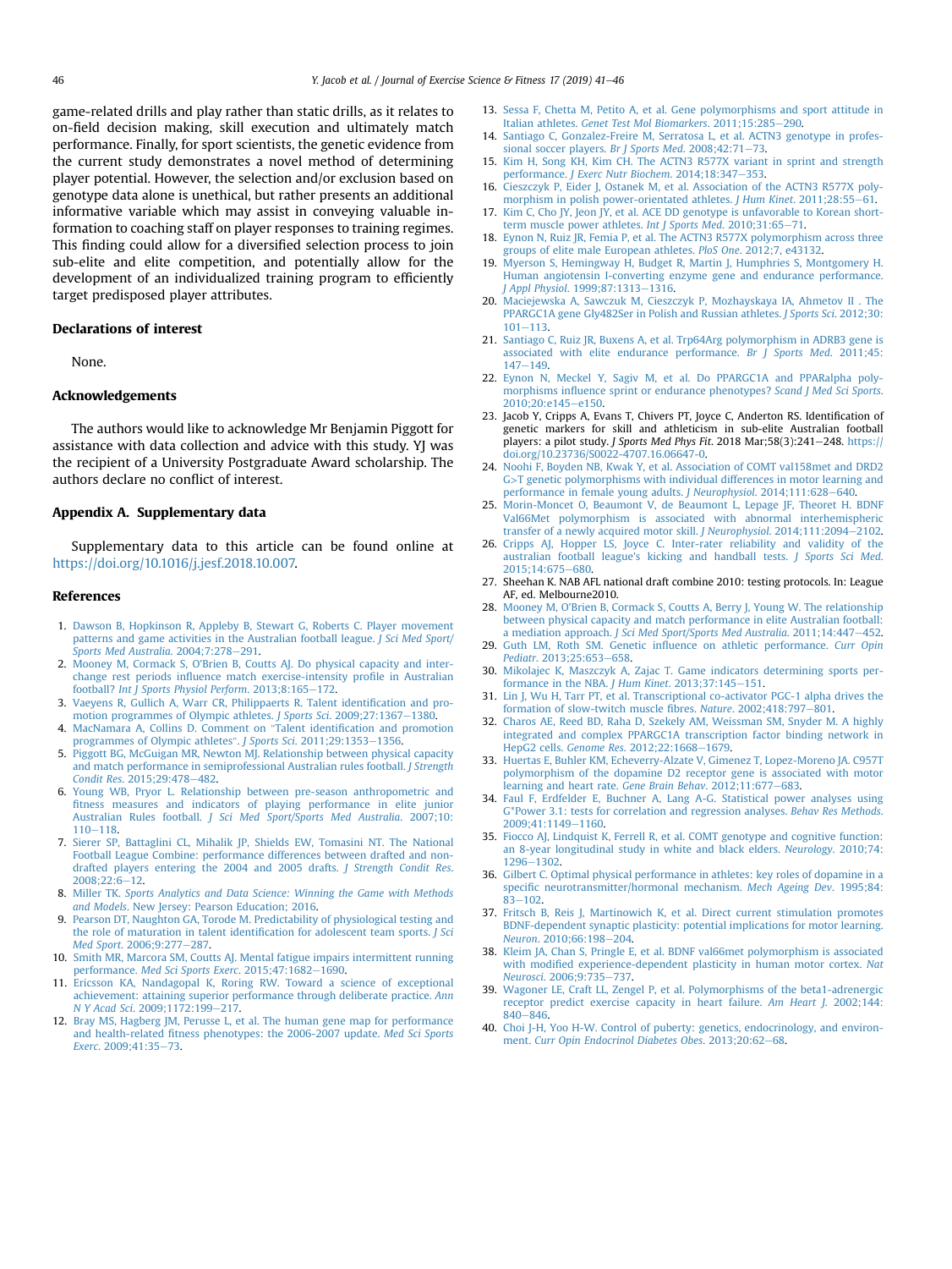game-related drills and play rather than static drills, as it relates to on-field decision making, skill execution and ultimately match performance. Finally, for sport scientists, the genetic evidence from the current study demonstrates a novel method of determining player potential. However, the selection and/or exclusion based on genotype data alone is unethical, but rather presents an additional informative variable which may assist in conveying valuable information to coaching staff on player responses to training regimes. This finding could allow for a diversified selection process to join sub-elite and elite competition, and potentially allow for the development of an individualized training program to efficiently target predisposed player attributes.

## Declarations of interest

None.

## Acknowledgements

The authors would like to acknowledge Mr Benjamin Piggott for assistance with data collection and advice with this study. YJ was the recipient of a University Postgraduate Award scholarship. The authors declare no conflict of interest.

## Appendix A. Supplementary data

Supplementary data to this article can be found online at https://doi.org/10.1016/j.jesf.2018.10.007.

## References

1. Dawson B, Hopkinson R, Appleby B, Stewart G, Roberts C. Player movement patterns and game activities in the Australian football league. *J Sci Med Sport/Sports Med Australia*. 2004;7:278–291.
2. Mooney M, Cormack S, O'Brien B, Coutts AJ. Do physical capacity and interchange rest periods influence match exercise-intensity profile in Australian football? *Int J Sports Physiol Perform*. 2013;8:165–172.
3. Vaeyens R, Gullich A, Warr CR, Philippaerts R. Talent identification and promotion programmes of Olympic athletes. *J Sports Sci*. 2009;27:1367–1380.
4. MacNamara A, Collins D. Comment on "Talent identification and promotion programmes of Olympic athletes". *J Sports Sci*. 2011;29:1353–1356.
5. Piggott BG, McGuigan MR, Newton MJ. Relationship between physical capacity and match performance in semiprofessional Australian rules football. *J Strength Condit Res*. 2015;29:478–482.
6. Young WB, Pryor L. Relationship between pre-season anthropometric and fitness measures and indicators of playing performance in elite junior Australian Rules football. *J Sci Med Sport/Sports Med Australia*. 2007;10:110–118.
7. Sierer SP, Battaglini CL, Mihalik JP, Shields EW, Tomasini NT. The National Football League Combine: performance differences between drafted and non-drafted players entering the 2004 and 2005 drafts. *J Strength Condit Res*. 2008;22:6–12.
8. Miller TK. *Sports Analytics and Data Science: Winning the Game with Methods and Models*. New Jersey: Pearson Education; 2016.
9. Pearson DT, Naughton GA, Torode M. Predictability of physiological testing and the role of maturation in talent identification for adolescent team sports. *J Sci Med Sport*. 2006;9:277–287.
10. Smith MR, Marcora SM, Coutts AJ. Mental fatigue impairs intermittent running performance. *Med Sci Sports Exerc*. 2015;47:1682–1690.
11. Ericsson KA, Nandagopal K, Roring RW. Toward a science of exceptional achievement: attaining superior performance through deliberate practice. *Ann N Y Acad Sci*. 2009;1172:199–217.
12. Bray MS, Hagberg JM, Perusse L, et al. The human gene map for performance and health-related fitness phenotypes: the 2006-2007 update. *Med Sci Sports Exerc*. 2009;41:35–73.
13. Sessa F, Chetta M, Petito A, et al. Gene polymorphisms and sport attitude in Italian athletes. *Genet Test Mol Biomarkers*. 2011;15:285–290.
14. Santiago C, Gonzalez-Freire M, Serratosa L, et al. ACTN3 genotype in professional soccer players. *Br J Sports Med*. 2008;42:71–73.
15. Kim H, Song KH, Kim CH. The ACTN3 R577X variant in sprint and strength performance. *J Exerc Nutr Biochem*. 2014;18:347–353.
16. Cieszczyk P, Eider J, Ostanek M, et al. Association of the ACTN3 R577X polymorphism in polish power-orientated athletes. *J Hum Kinet*. 2011;28:55–61.
17. Kim C, Cho JY, Jeon JY, et al. ACE DD genotype is unfavorable to Korean short-term muscle power athletes. *Int J Sports Med*. 2010;31:65–71.
18. Eynon N, Ruiz JR, Femia P, et al. The ACTN3 R577X polymorphism across three groups of elite male European athletes. *PloS One*. 2012;7, e43132.
19. Myerson S, Hemingway H, Budget R, Martin J, Humphries S, Montgomery H. Human angiotensin I-converting enzyme gene and endurance performance. *J Appl Physiol*. 1999;87:1313–1316.
20. Maciejewska A, Sawczuk M, Cieszczyk P, Mozhayskaya IA, Ahmetov II . The PPARGC1A gene Gly482Ser in Polish and Russian athletes. *J Sports Sci*. 2012;30:101–113.
21. Santiago C, Ruiz JR, Buxens A, et al. Trp64Arg polymorphism in ADRB3 gene is associated with elite endurance performance. *Br J Sports Med*. 2011;45:147–149.
22. Eynon N, Meckel Y, Sagiv M, et al. Do PPARGC1A and PPARalpha polymorphisms influence sprint or endurance phenotypes? *Scand J Med Sci Sports*. 2010;20:e145–e150.
23. Jacob Y, Cripps A, Evans T, Chivers PT, Joyce C, Anderton RS. Identification of genetic markers for skill and athleticism in sub-elite Australian football players: a pilot study. *J Sports Med Phys Fit*. 2018 Mar;58(3):241–248. https://doi.org/10.23736/S0022-4707.16.06647-0.
24. Noohi F, Boyden NB, Kwak Y, et al. Association of COMT val158met and DRD2 G>T genetic polymorphisms with individual differences in motor learning and performance in female young adults. *J Neurophysiol*. 2014;111:628–640.
25. Morin-Moncet O, Beaumont V, de Beaumont L, Lepage JF, Theoret H. BDNF Val66Met polymorphism is associated with abnormal interhemispheric transfer of a newly acquired motor skill. *J Neurophysiol*. 2014;111:2094–2102.
26. Cripps AJ, Hopper LS, Joyce C. Inter-rater reliability and validity of the australian football league's kicking and handball tests. *J Sports Sci Med*. 2015;14:675–680.
27. Sheehan K. NAB AFL national draft combine 2010: testing protocols. In: League AF, ed. Melbourne2010.
28. Mooney M, O'Brien B, Cormack S, Coutts A, Berry J, Young W. The relationship between physical capacity and match performance in elite Australian football: a mediation approach. *J Sci Med Sport/Sports Med Australia*. 2011;14:447–452.
29. Guth LM, Roth SM. Genetic influence on athletic performance. *Curr Opin Pediatr*. 2013;25:653–658.
30. Mikolajec K, Maszczyk A, Zajac T. Game indicators determining sports performance in the NBA. *J Hum Kinet*. 2013;37:145–151.
31. Lin J, Wu H, Tarr PT, et al. Transcriptional co-activator PGC-1 alpha drives the formation of slow-twitch muscle fibres. *Nature*. 2002;418:797–801.
32. Charos AE, Reed BD, Raha D, Szekely AM, Weissman SM, Snyder M. A highly integrated and complex PPARGC1A transcription factor binding network in HepG2 cells. *Genome Res*. 2012;22:1668–1679.
33. Huertas E, Buhler KM, Echeverry-Alzate V, Gimenez T, Lopez-Moreno JA. C957T polymorphism of the dopamine D2 receptor gene is associated with motor learning and heart rate. *Gene Brain Behav*. 2012;11:677–683.
34. Faul F, Erdfelder E, Buchner A, Lang A-G. Statistical power analyses using G*Power 3.1: tests for correlation and regression analyses. *Behav Res Methods*. 2009;41:1149–1160.
35. Fiocco AJ, Lindquist K, Ferrell R, et al. COMT genotype and cognitive function: an 8-year longitudinal study in white and black elders. *Neurology*. 2010;74:1296–1302.
36. Gilbert C. Optimal physical performance in athletes: key roles of dopamine in a specific neurotransmitter/hormonal mechanism. *Mech Ageing Dev*. 1995;84:83–102.
37. Fritsch B, Reis J, Martinowich K, et al. Direct current stimulation promotes BDNF-dependent synaptic plasticity: potential implications for motor learning. *Neuron*. 2010;66:198–204.
38. Kleim JA, Chan S, Pringle E, et al. BDNF val66met polymorphism is associated with modified experience-dependent plasticity in human motor cortex. *Nat Neurosci*. 2006;9:735–737.
39. Wagoner LE, Craft LL, Zengel P, et al. Polymorphisms of the beta1-adrenergic receptor predict exercise capacity in heart failure. *Am Heart J*. 2002;144:840–846.
40. Choi J-H, Yoo H-W. Control of puberty: genetics, endocrinology, and environment. *Curr Opin Endocrinol Diabetes Obes*. 2013;20:62–68.